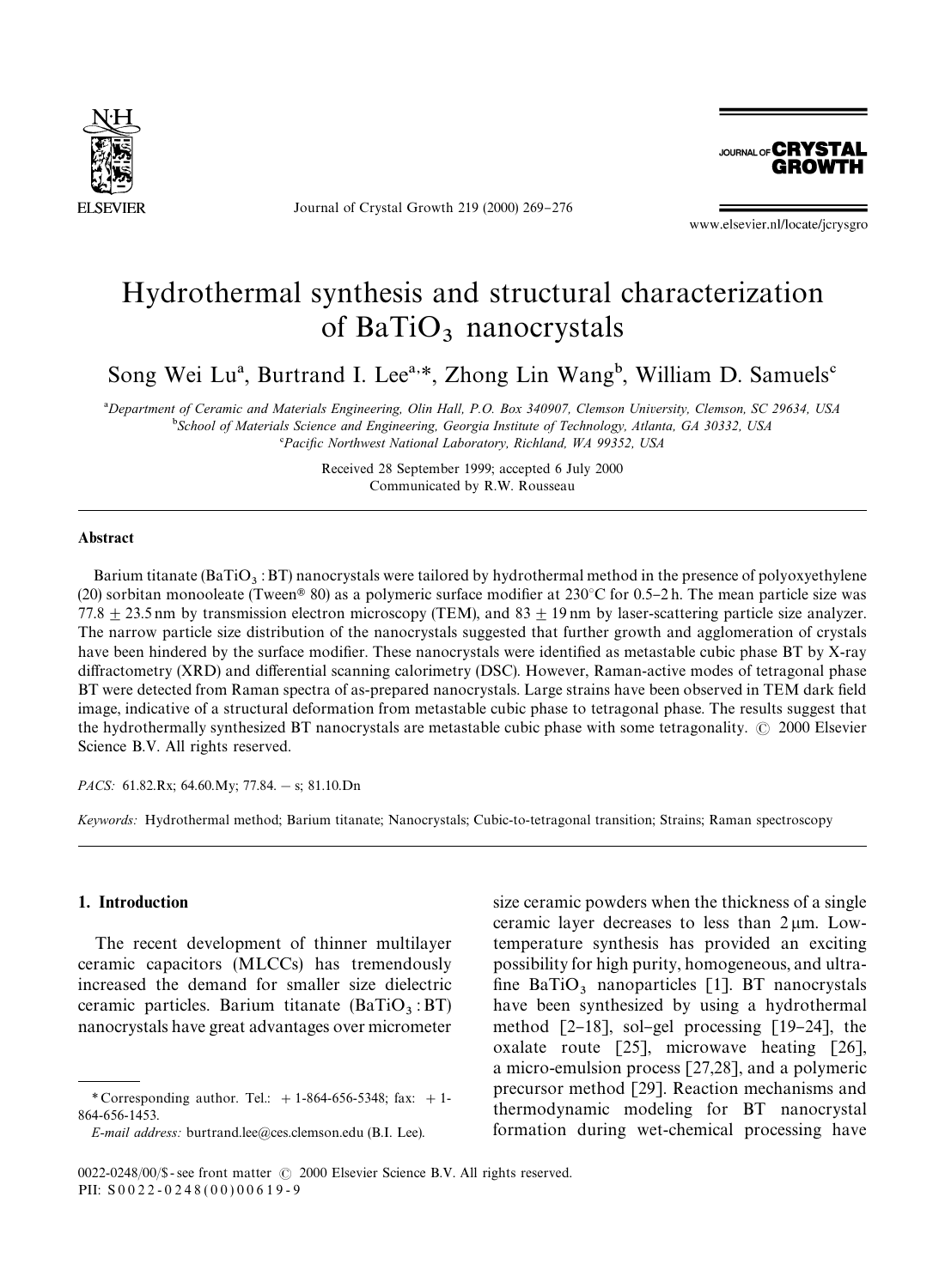# Hydrothermal synthesis and structural characterization of $BaTiO_3$ nanocrystals

Song Wei Lu[a], Burtrand I. Lee[a,*], Zhong Lin Wang[b], William D. Samuels[c]

[a] Department of Ceramic and Materials Engineering, Olin Hall, P.O. Box 340907, Clemson University, Clemson, SC 29634, USA

[b] School of Materials Science and Engineering, Georgia Institute of Technology, Atlanta, GA 30332, USA

[c] Pacific Northwest National Laboratory, Richland, WA 99352, USA

Received 28 September 1999; accepted 6 July 2000

Communicated by R.W. Rousseau

## Abstract

Barium titanate ($BaTiO_3$ : BT) nanocrystals were tailored by hydrothermal method in the presence of polyoxyethylene (20) sorbitan monooleate (Tween® 80) as a polymeric surface modifier at 230°C for 0.5–2 h. The mean particle size was $77.8 \pm 23.5$ nm by transmission electron microscopy (TEM), and $83 \pm 19$ nm by laser-scattering particle size analyzer. The narrow particle size distribution of the nanocrystals suggested that further growth and agglomeration of crystals have been hindered by the surface modifier. These nanocrystals were identified as metastable cubic phase BT by X-ray diffractometry (XRD) and differential scanning calorimetry (DSC). However, Raman-active modes of tetragonal phase BT were detected from Raman spectra of as-prepared nanocrystals. Large strains have been observed in TEM dark field image, indicative of a structural deformation from metastable cubic phase to tetragonal phase. The results suggest that the hydrothermally synthesized BT nanocrystals are metastable cubic phase with some tetragonality. © 2000 Elsevier Science B.V. All rights reserved.

*PACS:* 61.82.Rx; 64.60.My; 77.84. − s; 81.10.Dn

*Keywords:* Hydrothermal method; Barium titanate; Nanocrystals; Cubic-to-tetragonal transition; Strains; Raman spectroscopy

## 1. Introduction

The recent development of thinner multilayer ceramic capacitors (MLCCs) has tremendously increased the demand for smaller size dielectric ceramic particles. Barium titanate ($BaTiO_3$ : BT) nanocrystals have great advantages over micrometer size ceramic powders when the thickness of a single ceramic layer decreases to less than 2 μm. Low-temperature synthesis has provided an exciting possibility for high purity, homogeneous, and ultra-fine $BaTiO_3$ nanoparticles [1]. BT nanocrystals have been synthesized by using a hydrothermal method [2–18], sol–gel processing [19–24], the oxalate route [25], microwave heating [26], a micro-emulsion process [27,28], and a polymeric precursor method [29]. Reaction mechanisms and thermodynamic modeling for BT nanocrystal formation during wet-chemical processing have

* Corresponding author. Tel.: + 1-864-656-5348; fax: + 1-864-656-1453.

*E-mail address:* burtrand.lee@ces.clemson.edu (B.I. Lee).

0022-0248/00/$ - see front matter © 2000 Elsevier Science B.V. All rights reserved.
PII: S0022-0248(00)00619-9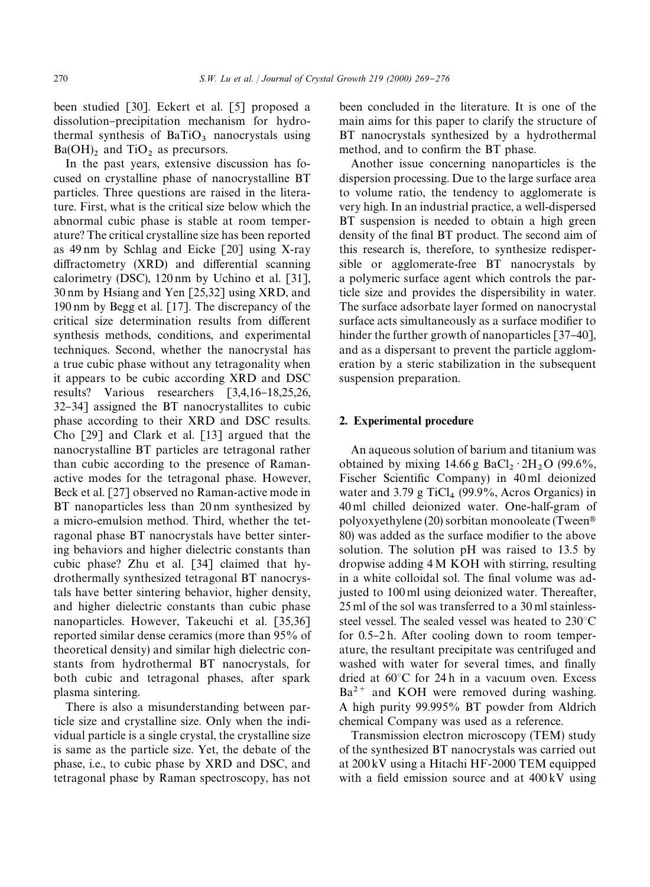been studied [30]. Eckert et al. [5] proposed a dissolution–precipitation mechanism for hydrothermal synthesis of $BaTiO_3$ nanocrystals using $Ba(OH)_2$ and $TiO_2$ as precursors.

In the past years, extensive discussion has focused on crystalline phase of nanocrystalline BT particles. Three questions are raised in the literature. First, what is the critical size below which the abnormal cubic phase is stable at room temperature? The critical crystalline size has been reported as 49 nm by Schlag and Eicke [20] using X-ray diffractometry (XRD) and differential scanning calorimetry (DSC), 120 nm by Uchino et al. [31], 30 nm by Hsiang and Yen [25,32] using XRD, and 190 nm by Begg et al. [17]. The discrepancy of the critical size determination results from different synthesis methods, conditions, and experimental techniques. Second, whether the nanocrystal has a true cubic phase without any tetragonality when it appears to be cubic according XRD and DSC results? Various researchers [3,4,16–18,25,26, 32–34] assigned the BT nanocrystallites to cubic phase according to their XRD and DSC results. Cho [29] and Clark et al. [13] argued that the nanocrystalline BT particles are tetragonal rather than cubic according to the presence of Raman-active modes for the tetragonal phase. However, Beck et al. [27] observed no Raman-active mode in BT nanoparticles less than 20 nm synthesized by a micro-emulsion method. Third, whether the tetragonal phase BT nanocrystals have better sintering behaviors and higher dielectric constants than cubic phase? Zhu et al. [34] claimed that hydrothermally synthesized tetragonal BT nanocrystals have better sintering behavior, higher density, and higher dielectric constants than cubic phase nanoparticles. However, Takeuchi et al. [35,36] reported similar dense ceramics (more than 95% of theoretical density) and similar high dielectric constants from hydrothermal BT nanocrystals, for both cubic and tetragonal phases, after spark plasma sintering.

There is also a misunderstanding between particle size and crystalline size. Only when the individual particle is a single crystal, the crystalline size is same as the particle size. Yet, the debate of the phase, i.e., to cubic phase by XRD and DSC, and tetragonal phase by Raman spectroscopy, has not been concluded in the literature. It is one of the main aims for this paper to clarify the structure of BT nanocrystals synthesized by a hydrothermal method, and to confirm the BT phase.

Another issue concerning nanoparticles is the dispersion processing. Due to the large surface area to volume ratio, the tendency to agglomerate is very high. In an industrial practice, a well-dispersed BT suspension is needed to obtain a high green density of the final BT product. The second aim of this research is, therefore, to synthesize redispersible or agglomerate-free BT nanocrystals by a polymeric surface agent which controls the particle size and provides the dispersibility in water. The surface adsorbate layer formed on nanocrystal surface acts simultaneously as a surface modifier to hinder the further growth of nanoparticles [37–40], and as a dispersant to prevent the particle agglomeration by a steric stabilization in the subsequent suspension preparation.

## 2. Experimental procedure

An aqueous solution of barium and titanium was obtained by mixing 14.66 g $BaCl_2 \cdot 2H_2O$ (99.6%, Fischer Scientific Company) in 40 ml deionized water and 3.79 g $TiCl_4$ (99.9%, Acros Organics) in 40 ml chilled deionized water. One-half-gram of polyoxyethylene (20) sorbitan monooleate (Tween® 80) was added as the surface modifier to the above solution. The solution pH was raised to 13.5 by dropwise adding 4 M KOH with stirring, resulting in a white colloidal sol. The final volume was adjusted to 100 ml using deionized water. Thereafter, 25 ml of the sol was transferred to a 30 ml stainless-steel vessel. The sealed vessel was heated to 230°C for 0.5–2 h. After cooling down to room temperature, the resultant precipitate was centrifuged and washed with water for several times, and finally dried at 60°C for 24 h in a vacuum oven. Excess $Ba^{2+}$ and KOH were removed during washing. A high purity 99.995% BT powder from Aldrich chemical Company was used as a reference.

Transmission electron microscopy (TEM) study of the synthesized BT nanocrystals was carried out at 200 kV using a Hitachi HF-2000 TEM equipped with a field emission source and at 400 kV using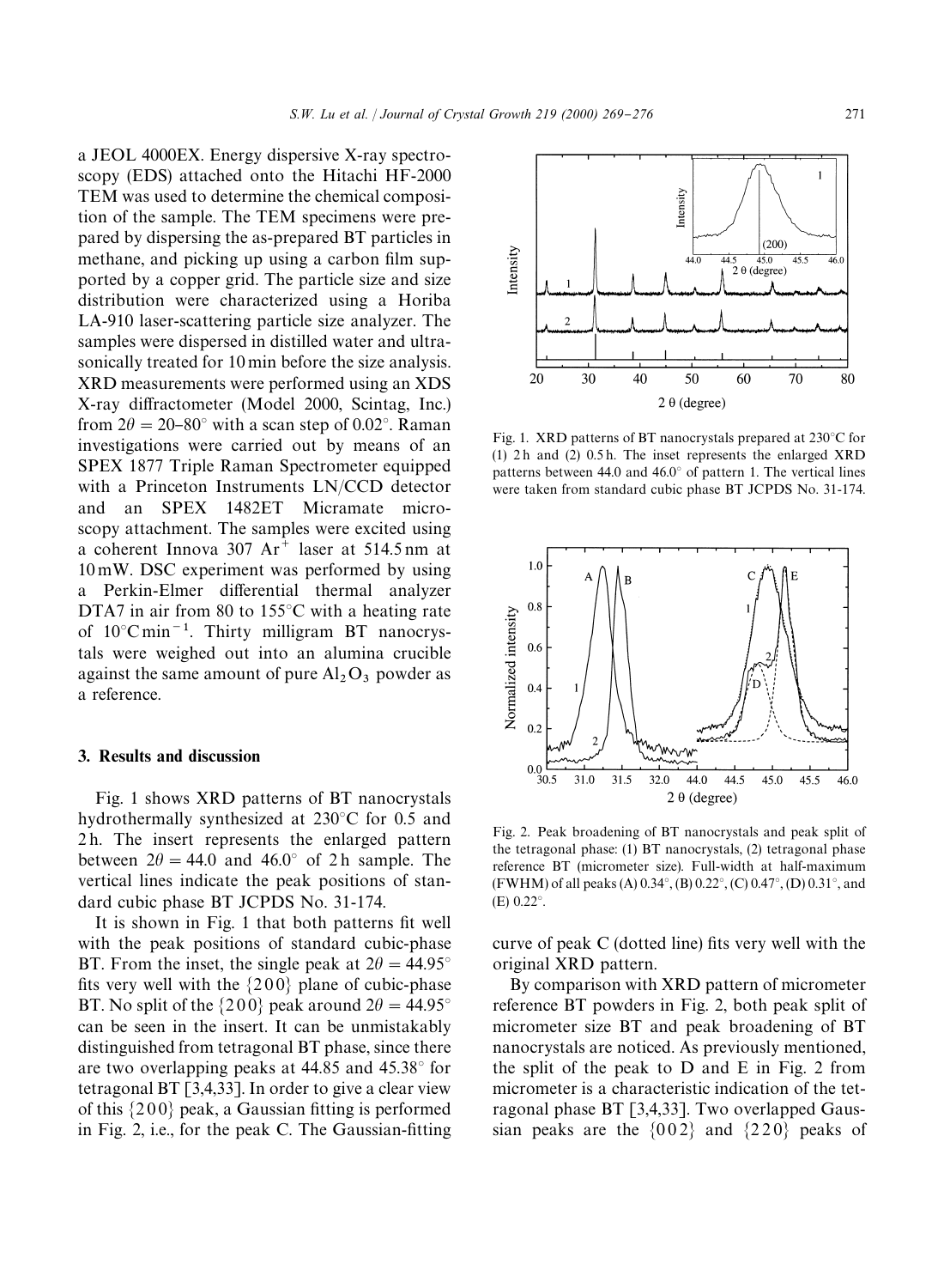a JEOL 4000EX. Energy dispersive X-ray spectroscopy (EDS) attached onto the Hitachi HF-2000 TEM was used to determine the chemical composition of the sample. The TEM specimens were prepared by dispersing the as-prepared BT particles in methane, and picking up using a carbon film supported by a copper grid. The particle size and size distribution were characterized using a Horiba LA-910 laser-scattering particle size analyzer. The samples were dispersed in distilled water and ultrasonically treated for 10 min before the size analysis. XRD measurements were performed using an XDS X-ray diffractometer (Model 2000, Scintag, Inc.) from $2\theta = 20$–$80^\circ$ with a scan step of $0.02^\circ$. Raman investigations were carried out by means of an SPEX 1877 Triple Raman Spectrometer equipped with a Princeton Instruments LN/CCD detector and an SPEX 1482ET Micramate microscopy attachment. The samples were excited using a coherent Innova 307 $Ar^+$ laser at 514.5 nm at 10 mW. DSC experiment was performed by using a Perkin-Elmer differential thermal analyzer DTA7 in air from 80 to 155°C with a heating rate of $10^\circ C\,min^{-1}$. Thirty milligram BT nanocrystals were weighed out into an alumina crucible against the same amount of pure $Al_2O_3$ powder as a reference.

## 3. Results and discussion

Fig. 1 shows XRD patterns of BT nanocrystals hydrothermally synthesized at 230°C for 0.5 and 2 h. The insert represents the enlarged pattern between $2\theta = 44.0$ and $46.0^\circ$ of 2 h sample. The vertical lines indicate the peak positions of standard cubic phase BT JCPDS No. 31-174.

It is shown in Fig. 1 that both patterns fit well with the peak positions of standard cubic-phase BT. From the inset, the single peak at $2\theta = 44.95^\circ$ fits very well with the {2 0 0} plane of cubic-phase BT. No split of the {2 0 0} peak around $2\theta = 44.95^\circ$ can be seen in the insert. It can be unmistakably distinguished from tetragonal BT phase, since there are two overlapping peaks at 44.85 and 45.38° for tetragonal BT [3,4,33]. In order to give a clear view of this {2 0 0} peak, a Gaussian fitting is performed in Fig. 2, i.e., for the peak C. The Gaussian-fitting curve of peak C (dotted line) fits very well with the original XRD pattern.

Fig. 1. XRD patterns of BT nanocrystals prepared at 230°C for (1) 2 h and (2) 0.5 h. The inset represents the enlarged XRD patterns between 44.0 and 46.0° of pattern 1. The vertical lines were taken from standard cubic phase BT JCPDS No. 31-174.

Fig. 2. Peak broadening of BT nanocrystals and peak split of the tetragonal phase: (1) BT nanocrystals, (2) tetragonal phase reference BT (micrometer size). Full-width at half-maximum (FWHM) of all peaks (A) 0.34°, (B) 0.22°, (C) 0.47°, (D) 0.31°, and (E) 0.22°.

By comparison with XRD pattern of micrometer reference BT powders in Fig. 2, both peak split of micrometer size BT and peak broadening of BT nanocrystals are noticed. As previously mentioned, the split of the peak to D and E in Fig. 2 from micrometer is a characteristic indication of the tetragonal phase BT [3,4,33]. Two overlapped Gaussian peaks are the {0 0 2} and {2 2 0} peaks of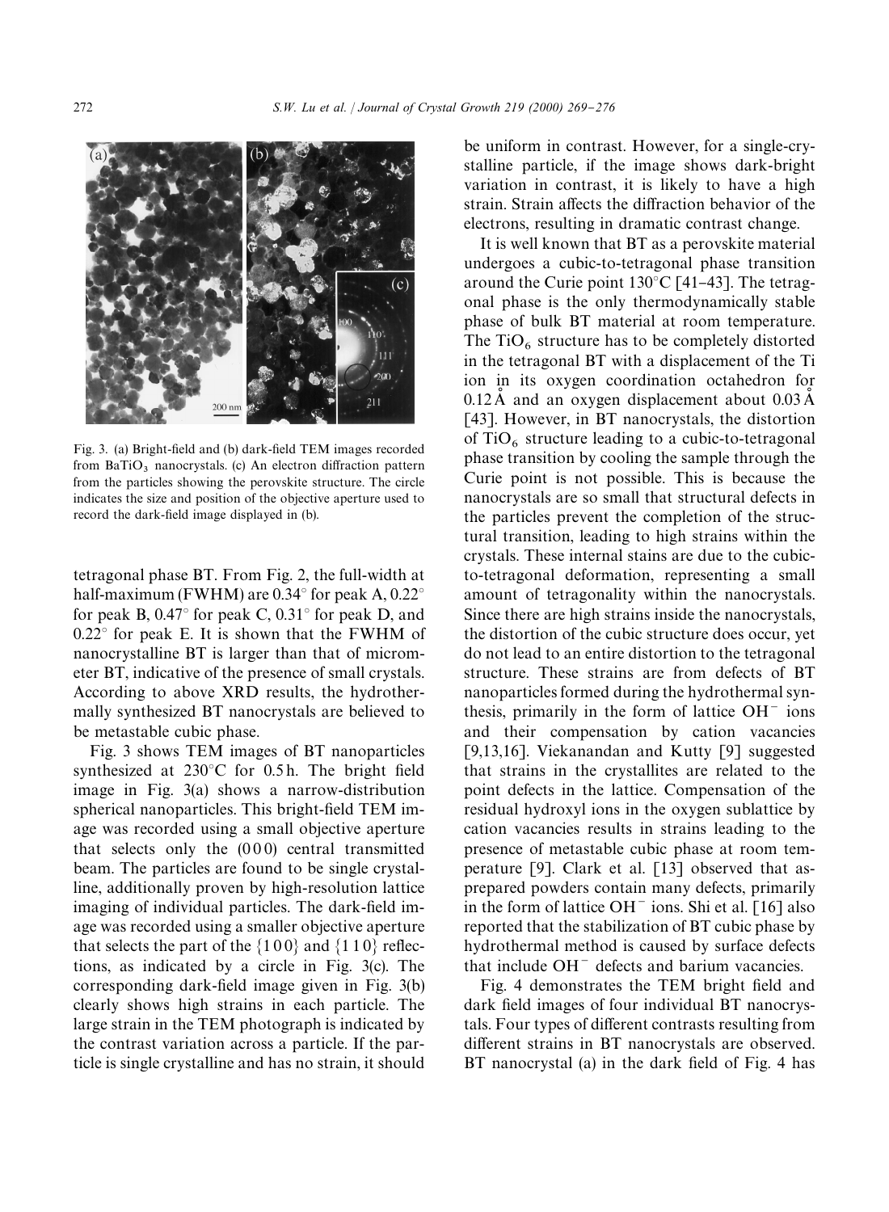Fig. 3. (a) Bright-field and (b) dark-field TEM images recorded from $BaTiO_3$ nanocrystals. (c) An electron diffraction pattern from the particles showing the perovskite structure. The circle indicates the size and position of the objective aperture used to record the dark-field image displayed in (b).

tetragonal phase BT. From Fig. 2, the full-width at half-maximum (FWHM) are 0.34° for peak A, 0.22° for peak B, 0.47° for peak C, 0.31° for peak D, and 0.22° for peak E. It is shown that the FWHM of nanocrystalline BT is larger than that of micrometer BT, indicative of the presence of small crystals. According to above XRD results, the hydrothermally synthesized BT nanocrystals are believed to be metastable cubic phase.

Fig. 3 shows TEM images of BT nanoparticles synthesized at 230°C for 0.5 h. The bright field image in Fig. 3(a) shows a narrow-distribution spherical nanoparticles. This bright-field TEM image was recorded using a small objective aperture that selects only the (0 0 0) central transmitted beam. The particles are found to be single crystalline, additionally proven by high-resolution lattice imaging of individual particles. The dark-field image was recorded using a smaller objective aperture that selects the part of the {1 0 0} and {1 1 0} reflections, as indicated by a circle in Fig. 3(c). The corresponding dark-field image given in Fig. 3(b) clearly shows high strains in each particle. The large strain in the TEM photograph is indicated by the contrast variation across a particle. If the particle is single crystalline and has no strain, it should be uniform in contrast. However, for a single-crystalline particle, if the image shows dark-bright variation in contrast, it is likely to have a high strain. Strain affects the diffraction behavior of the electrons, resulting in dramatic contrast change.

It is well known that BT as a perovskite material undergoes a cubic-to-tetragonal phase transition around the Curie point 130°C [41–43]. The tetragonal phase is the only thermodynamically stable phase of bulk BT material at room temperature. The $TiO_6$ structure has to be completely distorted in the tetragonal BT with a displacement of the Ti ion in its oxygen coordination octahedron for 0.12 Å and an oxygen displacement about 0.03 Å [43]. However, in BT nanocrystals, the distortion of $TiO_6$ structure leading to a cubic-to-tetragonal phase transition by cooling the sample through the Curie point is not possible. This is because the nanocrystals are so small that structural defects in the particles prevent the completion of the structural transition, leading to high strains within the crystals. These internal stains are due to the cubic-to-tetragonal deformation, representing a small amount of tetragonality within the nanocrystals. Since there are high strains inside the nanocrystals, the distortion of the cubic structure does occur, yet do not lead to an entire distortion to the tetragonal structure. These strains are from defects of BT nanoparticles formed during the hydrothermal synthesis, primarily in the form of lattice $OH^-$ ions and their compensation by cation vacancies [9,13,16]. Viekanandan and Kutty [9] suggested that strains in the crystallites are related to the point defects in the lattice. Compensation of the residual hydroxyl ions in the oxygen sublattice by cation vacancies results in strains leading to the presence of metastable cubic phase at room temperature [9]. Clark et al. [13] observed that as-prepared powders contain many defects, primarily in the form of lattice $OH^-$ ions. Shi et al. [16] also reported that the stabilization of BT cubic phase by hydrothermal method is caused by surface defects that include $OH^-$ defects and barium vacancies.

Fig. 4 demonstrates the TEM bright field and dark field images of four individual BT nanocrystals. Four types of different contrasts resulting from different strains in BT nanocrystals are observed. BT nanocrystal (a) in the dark field of Fig. 4 has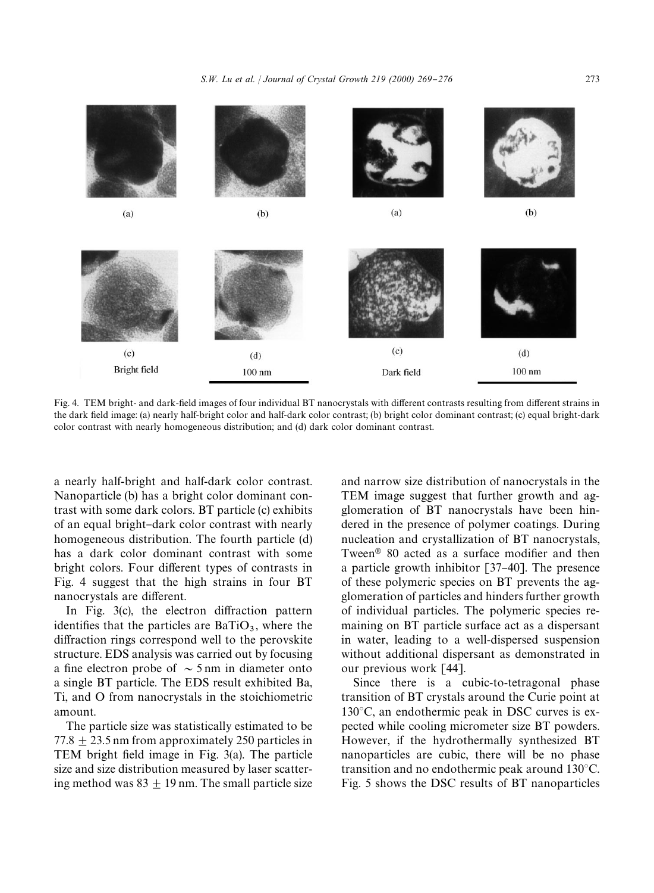Fig. 4. TEM bright- and dark-field images of four individual BT nanocrystals with different contrasts resulting from different strains in the dark field image: (a) nearly half-bright color and half-dark color contrast; (b) bright color dominant contrast; (c) equal bright-dark color contrast with nearly homogeneous distribution; and (d) dark color dominant contrast.

a nearly half-bright and half-dark color contrast. Nanoparticle (b) has a bright color dominant contrast with some dark colors. BT particle (c) exhibits of an equal bright–dark color contrast with nearly homogeneous distribution. The fourth particle (d) has a dark color dominant contrast with some bright colors. Four different types of contrasts in Fig. 4 suggest that the high strains in four BT nanocrystals are different.

In Fig. 3(c), the electron diffraction pattern identifies that the particles are $BaTiO_3$, where the diffraction rings correspond well to the perovskite structure. EDS analysis was carried out by focusing a fine electron probe of $\sim 5$ nm in diameter onto a single BT particle. The EDS result exhibited Ba, Ti, and O from nanocrystals in the stoichiometric amount.

The particle size was statistically estimated to be $77.8 \pm 23.5$ nm from approximately 250 particles in TEM bright field image in Fig. 3(a). The particle size and size distribution measured by laser scattering method was $83 \pm 19$ nm. The small particle size and narrow size distribution of nanocrystals in the TEM image suggest that further growth and agglomeration of BT nanocrystals have been hindered in the presence of polymer coatings. During nucleation and crystallization of BT nanocrystals, Tween® 80 acted as a surface modifier and then a particle growth inhibitor [37–40]. The presence of these polymeric species on BT prevents the agglomeration of particles and hinders further growth of individual particles. The polymeric species remaining on BT particle surface act as a dispersant in water, leading to a well-dispersed suspension without additional dispersant as demonstrated in our previous work [44].

Since there is a cubic-to-tetragonal phase transition of BT crystals around the Curie point at 130°C, an endothermic peak in DSC curves is expected while cooling micrometer size BT powders. However, if the hydrothermally synthesized BT nanoparticles are cubic, there will be no phase transition and no endothermic peak around 130°C. Fig. 5 shows the DSC results of BT nanoparticles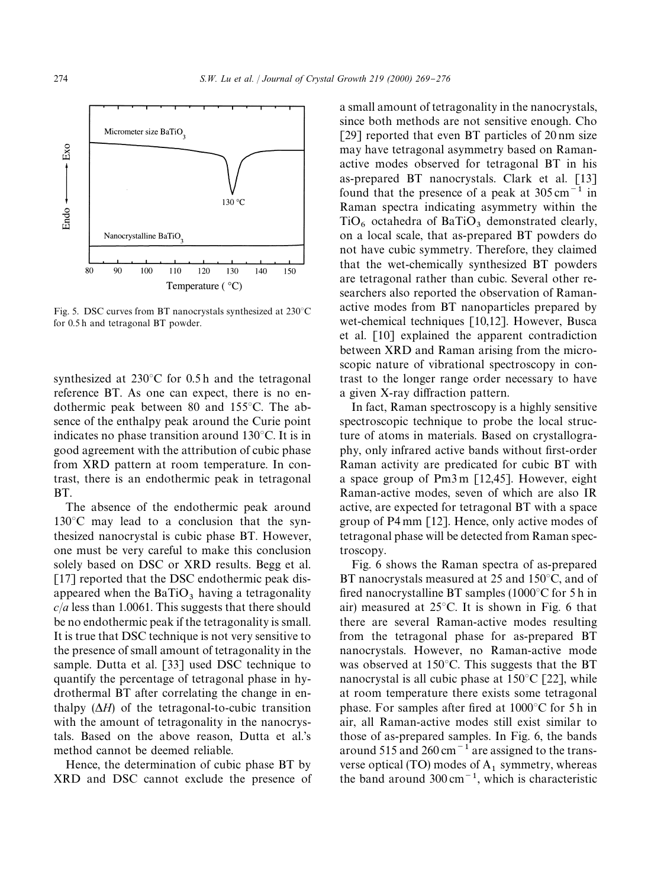Fig. 5. DSC curves from BT nanocrystals synthesized at 230°C for 0.5 h and tetragonal BT powder.

synthesized at 230°C for 0.5 h and the tetragonal reference BT. As one can expect, there is no endothermic peak between 80 and 155°C. The absence of the enthalpy peak around the Curie point indicates no phase transition around 130°C. It is in good agreement with the attribution of cubic phase from XRD pattern at room temperature. In contrast, there is an endothermic peak in tetragonal BT.

The absence of the endothermic peak around 130°C may lead to a conclusion that the synthesized nanocrystal is cubic phase BT. However, one must be very careful to make this conclusion solely based on DSC or XRD results. Begg et al. [17] reported that the DSC endothermic peak disappeared when the $BaTiO_3$ having a tetragonality $c/a$ less than 1.0061. This suggests that there should be no endothermic peak if the tetragonality is small. It is true that DSC technique is not very sensitive to the presence of small amount of tetragonality in the sample. Dutta et al. [33] used DSC technique to quantify the percentage of tetragonal phase in hydrothermal BT after correlating the change in enthalpy ($\Delta H$) of the tetragonal-to-cubic transition with the amount of tetragonality in the nanocrystals. Based on the above reason, Dutta et al.'s method cannot be deemed reliable.

Hence, the determination of cubic phase BT by XRD and DSC cannot exclude the presence of a small amount of tetragonality in the nanocrystals, since both methods are not sensitive enough. Cho [29] reported that even BT particles of 20 nm size may have tetragonal asymmetry based on Raman-active modes observed for tetragonal BT in his as-prepared BT nanocrystals. Clark et al. [13] found that the presence of a peak at 305 $cm^{-1}$ in Raman spectra indicating asymmetry within the $TiO_6$ octahedra of $BaTiO_3$ demonstrated clearly, on a local scale, that as-prepared BT powders do not have cubic symmetry. Therefore, they claimed that the wet-chemically synthesized BT powders are tetragonal rather than cubic. Several other researchers also reported the observation of Raman-active modes from BT nanoparticles prepared by wet-chemical techniques [10,12]. However, Busca et al. [10] explained the apparent contradiction between XRD and Raman arising from the microscopic nature of vibrational spectroscopy in contrast to the longer range order necessary to have a given X-ray diffraction pattern.

In fact, Raman spectroscopy is a highly sensitive spectroscopic technique to probe the local structure of atoms in materials. Based on crystallography, only infrared active bands without first-order Raman activity are predicated for cubic BT with a space group of Pm3 m [12,45]. However, eight Raman-active modes, seven of which are also IR active, are expected for tetragonal BT with a space group of P4 mm [12]. Hence, only active modes of tetragonal phase will be detected from Raman spectroscopy.

Fig. 6 shows the Raman spectra of as-prepared BT nanocrystals measured at 25 and 150°C, and of fired nanocrystalline BT samples (1000°C for 5 h in air) measured at 25°C. It is shown in Fig. 6 that there are several Raman-active modes resulting from the tetragonal phase for as-prepared BT nanocrystals. However, no Raman-active mode was observed at 150°C. This suggests that the BT nanocrystal is all cubic phase at 150°C [22], while at room temperature there exists some tetragonal phase. For samples after fired at 1000°C for 5 h in air, all Raman-active modes still exist similar to those of as-prepared samples. In Fig. 6, the bands around 515 and 260 $cm^{-1}$ are assigned to the transverse optical (TO) modes of $A_1$ symmetry, whereas the band around 300 $cm^{-1}$, which is characteristic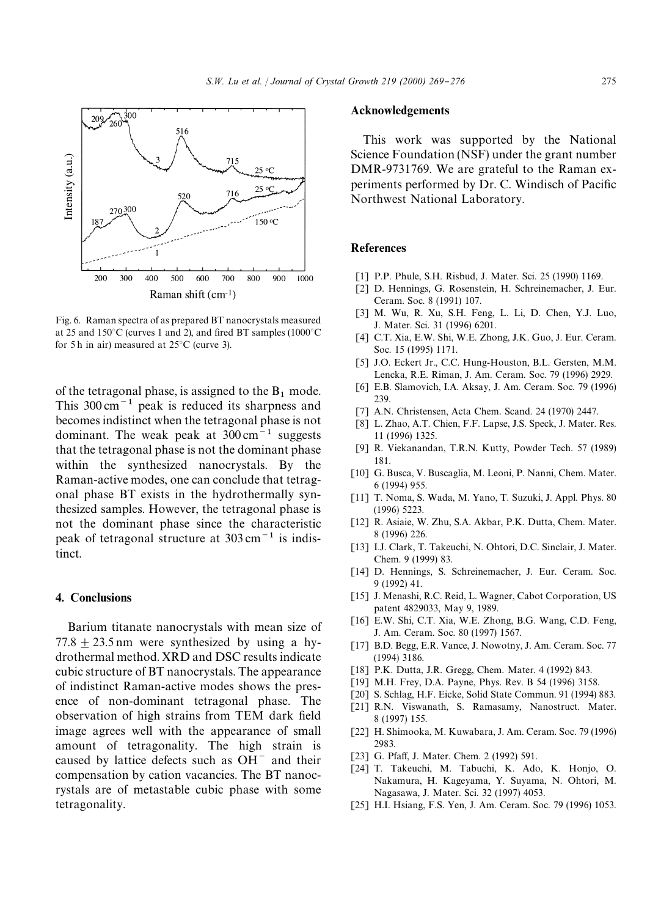Fig. 6. Raman spectra of as prepared BT nanocrystals measured at 25 and 150°C (curves 1 and 2), and fired BT samples (1000°C for 5 h in air) measured at 25°C (curve 3).

of the tetragonal phase, is assigned to the $B_1$ mode. This $300\,cm^{-1}$ peak is reduced its sharpness and becomes indistinct when the tetragonal phase is not dominant. The weak peak at $300\,cm^{-1}$ suggests that the tetragonal phase is not the dominant phase within the synthesized nanocrystals. By the Raman-active modes, one can conclude that tetragonal phase BT exists in the hydrothermally synthesized samples. However, the tetragonal phase is not the dominant phase since the characteristic peak of tetragonal structure at $303\,cm^{-1}$ is indistinct.

## 4. Conclusions

Barium titanate nanocrystals with mean size of $77.8 \pm 23.5$ nm were synthesized by using a hydrothermal method. XRD and DSC results indicate cubic structure of BT nanocrystals. The appearance of indistinct Raman-active modes shows the presence of non-dominant tetragonal phase. The observation of high strains from TEM dark field image agrees well with the appearance of small amount of tetragonality. The high strain is caused by lattice defects such as $OH^-$ and their compensation by cation vacancies. The BT nanocrystals are of metastable cubic phase with some tetragonality.

## Acknowledgements

This work was supported by the National Science Foundation (NSF) under the grant number DMR-9731769. We are grateful to the Raman experiments performed by Dr. C. Windisch of Pacific Northwest National Laboratory.

## References

[1] P.P. Phule, S.H. Risbud, J. Mater. Sci. 25 (1990) 1169.

[2] D. Hennings, G. Rosenstein, H. Schreinemacher, J. Eur. Ceram. Soc. 8 (1991) 107.

[3] M. Wu, R. Xu, S.H. Feng, L. Li, D. Chen, Y.J. Luo, J. Mater. Sci. 31 (1996) 6201.

[4] C.T. Xia, E.W. Shi, W.E. Zhong, J.K. Guo, J. Eur. Ceram. Soc. 15 (1995) 1171.

[5] J.O. Eckert Jr., C.C. Hung-Houston, B.L. Gersten, M.M. Lencka, R.E. Riman, J. Am. Ceram. Soc. 79 (1996) 2929.

[6] E.B. Slamovich, I.A. Aksay, J. Am. Ceram. Soc. 79 (1996) 239.

[7] A.N. Christensen, Acta Chem. Scand. 24 (1970) 2447.

[8] L. Zhao, A.T. Chien, F.F. Lapse, J.S. Speck, J. Mater. Res. 11 (1996) 1325.

[9] R. Viekanandan, T.R.N. Kutty, Powder Tech. 57 (1989) 181.

[10] G. Busca, V. Buscaglia, M. Leoni, P. Nanni, Chem. Mater. 6 (1994) 955.

[11] T. Noma, S. Wada, M. Yano, T. Suzuki, J. Appl. Phys. 80 (1996) 5223.

[12] R. Asiaie, W. Zhu, S.A. Akbar, P.K. Dutta, Chem. Mater. 8 (1996) 226.

[13] I.J. Clark, T. Takeuchi, N. Ohtori, D.C. Sinclair, J. Mater. Chem. 9 (1999) 83.

[14] D. Hennings, S. Schreinemacher, J. Eur. Ceram. Soc. 9 (1992) 41.

[15] J. Menashi, R.C. Reid, L. Wagner, Cabot Corporation, US patent 4829033, May 9, 1989.

[16] E.W. Shi, C.T. Xia, W.E. Zhong, B.G. Wang, C.D. Feng, J. Am. Ceram. Soc. 80 (1997) 1567.

[17] B.D. Begg, E.R. Vance, J. Nowotny, J. Am. Ceram. Soc. 77 (1994) 3186.

[18] P.K. Dutta, J.R. Gregg, Chem. Mater. 4 (1992) 843.

[19] M.H. Frey, D.A. Payne, Phys. Rev. B 54 (1996) 3158.

[20] S. Schlag, H.F. Eicke, Solid State Commun. 91 (1994) 883.

[21] R.N. Viswanath, S. Ramasamy, Nanostruct. Mater. 8 (1997) 155.

[22] H. Shimooka, M. Kuwabara, J. Am. Ceram. Soc. 79 (1996) 2983.

[23] G. Pfaff, J. Mater. Chem. 2 (1992) 591.

[24] T. Takeuchi, M. Tabuchi, K. Ado, K. Honjo, O. Nakamura, H. Kageyama, Y. Suyama, N. Ohtori, M. Nagasawa, J. Mater. Sci. 32 (1997) 4053.

[25] H.I. Hsiang, F.S. Yen, J. Am. Ceram. Soc. 79 (1996) 1053.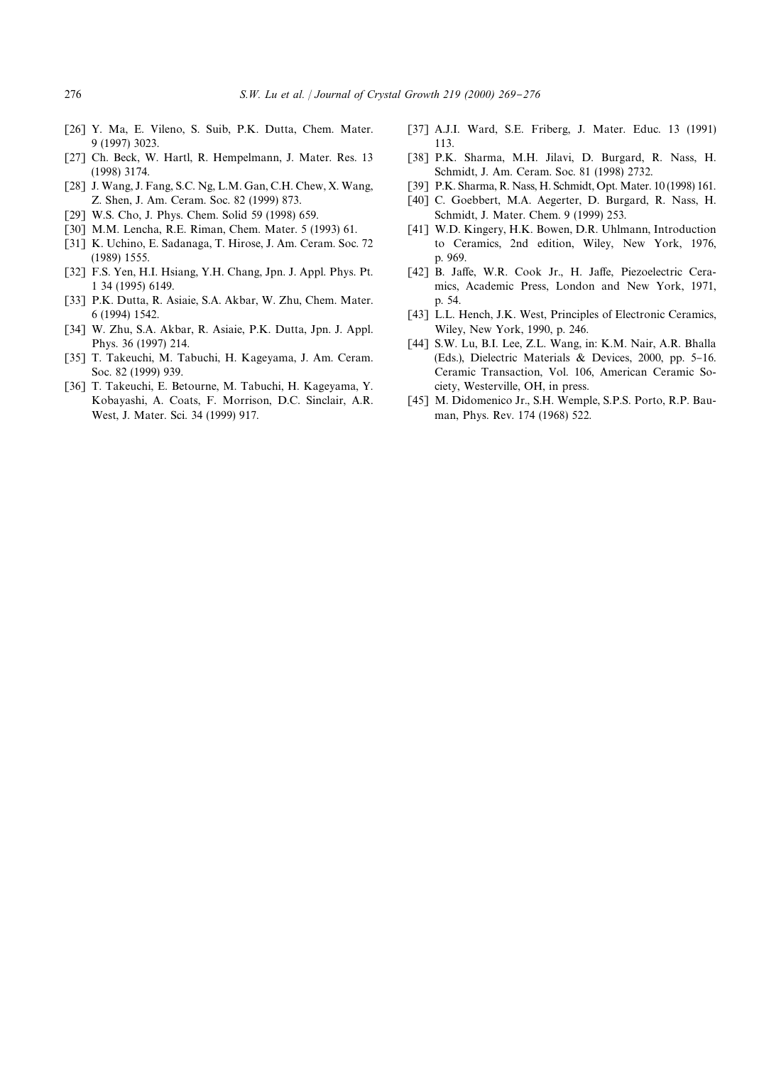[26] Y. Ma, E. Vileno, S. Suib, P.K. Dutta, Chem. Mater. 9 (1997) 3023.

[27] Ch. Beck, W. Hartl, R. Hempelmann, J. Mater. Res. 13 (1998) 3174.

[28] J. Wang, J. Fang, S.C. Ng, L.M. Gan, C.H. Chew, X. Wang, Z. Shen, J. Am. Ceram. Soc. 82 (1999) 873.

[29] W.S. Cho, J. Phys. Chem. Solid 59 (1998) 659.

[30] M.M. Lencha, R.E. Riman, Chem. Mater. 5 (1993) 61.

[31] K. Uchino, E. Sadanaga, T. Hirose, J. Am. Ceram. Soc. 72 (1989) 1555.

[32] F.S. Yen, H.I. Hsiang, Y.H. Chang, Jpn. J. Appl. Phys. Pt. 1 34 (1995) 6149.

[33] P.K. Dutta, R. Asiaie, S.A. Akbar, W. Zhu, Chem. Mater. 6 (1994) 1542.

[34] W. Zhu, S.A. Akbar, R. Asiaie, P.K. Dutta, Jpn. J. Appl. Phys. 36 (1997) 214.

[35] T. Takeuchi, M. Tabuchi, H. Kageyama, J. Am. Ceram. Soc. 82 (1999) 939.

[36] T. Takeuchi, E. Betourne, M. Tabuchi, H. Kageyama, Y. Kobayashi, A. Coats, F. Morrison, D.C. Sinclair, A.R. West, J. Mater. Sci. 34 (1999) 917.

[37] A.J.I. Ward, S.E. Friberg, J. Mater. Educ. 13 (1991) 113.

[38] P.K. Sharma, M.H. Jilavi, D. Burgard, R. Nass, H. Schmidt, J. Am. Ceram. Soc. 81 (1998) 2732.

[39] P.K. Sharma, R. Nass, H. Schmidt, Opt. Mater. 10 (1998) 161.

[40] C. Goebbert, M.A. Aegerter, D. Burgard, R. Nass, H. Schmidt, J. Mater. Chem. 9 (1999) 253.

[41] W.D. Kingery, H.K. Bowen, D.R. Uhlmann, Introduction to Ceramics, 2nd edition, Wiley, New York, 1976, p. 969.

[42] B. Jaffe, W.R. Cook Jr., H. Jaffe, Piezoelectric Ceramics, Academic Press, London and New York, 1971, p. 54.

[43] L.L. Hench, J.K. West, Principles of Electronic Ceramics, Wiley, New York, 1990, p. 246.

[44] S.W. Lu, B.I. Lee, Z.L. Wang, in: K.M. Nair, A.R. Bhalla (Eds.), Dielectric Materials & Devices, 2000, pp. 5–16. Ceramic Transaction, Vol. 106, American Ceramic Society, Westerville, OH, in press.

[45] M. Didomenico Jr., S.H. Wemple, S.P.S. Porto, R.P. Bauman, Phys. Rev. 174 (1968) 522.